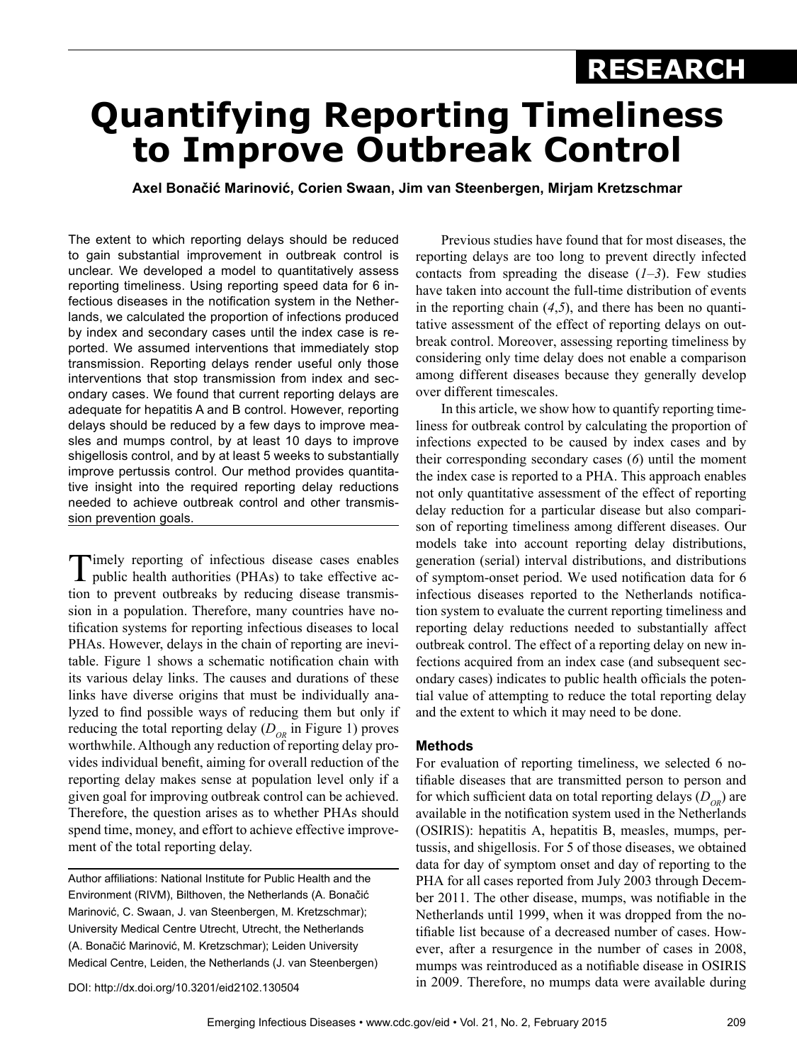RESEARCH

# Quantifying Reporting Timeliness to Improve Outbreak Control

**Axel Bonačić Marinović, Corien Swaan, Jim van Steenbergen, Mirjam Kretzschmar**

The extent to which reporting delays should be reduced to gain substantial improvement in outbreak control is unclear. We developed a model to quantitatively assess reporting timeliness. Using reporting speed data for 6 infectious diseases in the notification system in the Netherlands, we calculated the proportion of infections produced by index and secondary cases until the index case is reported. We assumed interventions that immediately stop transmission. Reporting delays render useful only those interventions that stop transmission from index and secondary cases. We found that current reporting delays are adequate for hepatitis A and B control. However, reporting delays should be reduced by a few days to improve measles and mumps control, by at least 10 days to improve shigellosis control, and by at least 5 weeks to substantially improve pertussis control. Our method provides quantitative insight into the required reporting delay reductions needed to achieve outbreak control and other transmission prevention goals.

Timely reporting of infectious disease cases enables public health authorities (PHAs) to take effective action to prevent outbreaks by reducing disease transmission in a population. Therefore, many countries have notification systems for reporting infectious diseases to local PHAs. However, delays in the chain of reporting are inevitable. Figure 1 shows a schematic notification chain with its various delay links. The causes and durations of these links have diverse origins that must be individually analyzed to find possible ways of reducing them but only if reducing the total reporting delay ($D_{OR}$ in Figure 1) proves worthwhile. Although any reduction of reporting delay provides individual benefit, aiming for overall reduction of the reporting delay makes sense at population level only if a given goal for improving outbreak control can be achieved. Therefore, the question arises as to whether PHAs should spend time, money, and effort to achieve effective improvement of the total reporting delay.

Author affiliations: National Institute for Public Health and the Environment (RIVM), Bilthoven, the Netherlands (A. Bonačić Marinović, C. Swaan, J. van Steenbergen, M. Kretzschmar); University Medical Centre Utrecht, Utrecht, the Netherlands (A. Bonačić Marinović, M. Kretzschmar); Leiden University Medical Centre, Leiden, the Netherlands (J. van Steenbergen)

DOI: http://dx.doi.org/10.3201/eid2102.130504

Previous studies have found that for most diseases, the reporting delays are too long to prevent directly infected contacts from spreading the disease (*1*–*3*). Few studies have taken into account the full-time distribution of events in the reporting chain (*4*,*5*), and there has been no quantitative assessment of the effect of reporting delays on outbreak control. Moreover, assessing reporting timeliness by considering only time delay does not enable a comparison among different diseases because they generally develop over different timescales.

In this article, we show how to quantify reporting timeliness for outbreak control by calculating the proportion of infections expected to be caused by index cases and by their corresponding secondary cases (*6*) until the moment the index case is reported to a PHA. This approach enables not only quantitative assessment of the effect of reporting delay reduction for a particular disease but also comparison of reporting timeliness among different diseases. Our models take into account reporting delay distributions, generation (serial) interval distributions, and distributions of symptom-onset period. We used notification data for 6 infectious diseases reported to the Netherlands notification system to evaluate the current reporting timeliness and reporting delay reductions needed to substantially affect outbreak control. The effect of a reporting delay on new infections acquired from an index case (and subsequent secondary cases) indicates to public health officials the potential value of attempting to reduce the total reporting delay and the extent to which it may need to be done.

## Methods

For evaluation of reporting timeliness, we selected 6 notifiable diseases that are transmitted person to person and for which sufficient data on total reporting delays ($D_{OR}$) are available in the notification system used in the Netherlands (OSIRIS): hepatitis A, hepatitis B, measles, mumps, pertussis, and shigellosis. For 5 of those diseases, we obtained data for day of symptom onset and day of reporting to the PHA for all cases reported from July 2003 through December 2011. The other disease, mumps, was notifiable in the Netherlands until 1999, when it was dropped from the notifiable list because of a decreased number of cases. However, after a resurgence in the number of cases in 2008, mumps was reintroduced as a notifiable disease in OSIRIS in 2009. Therefore, no mumps data were available during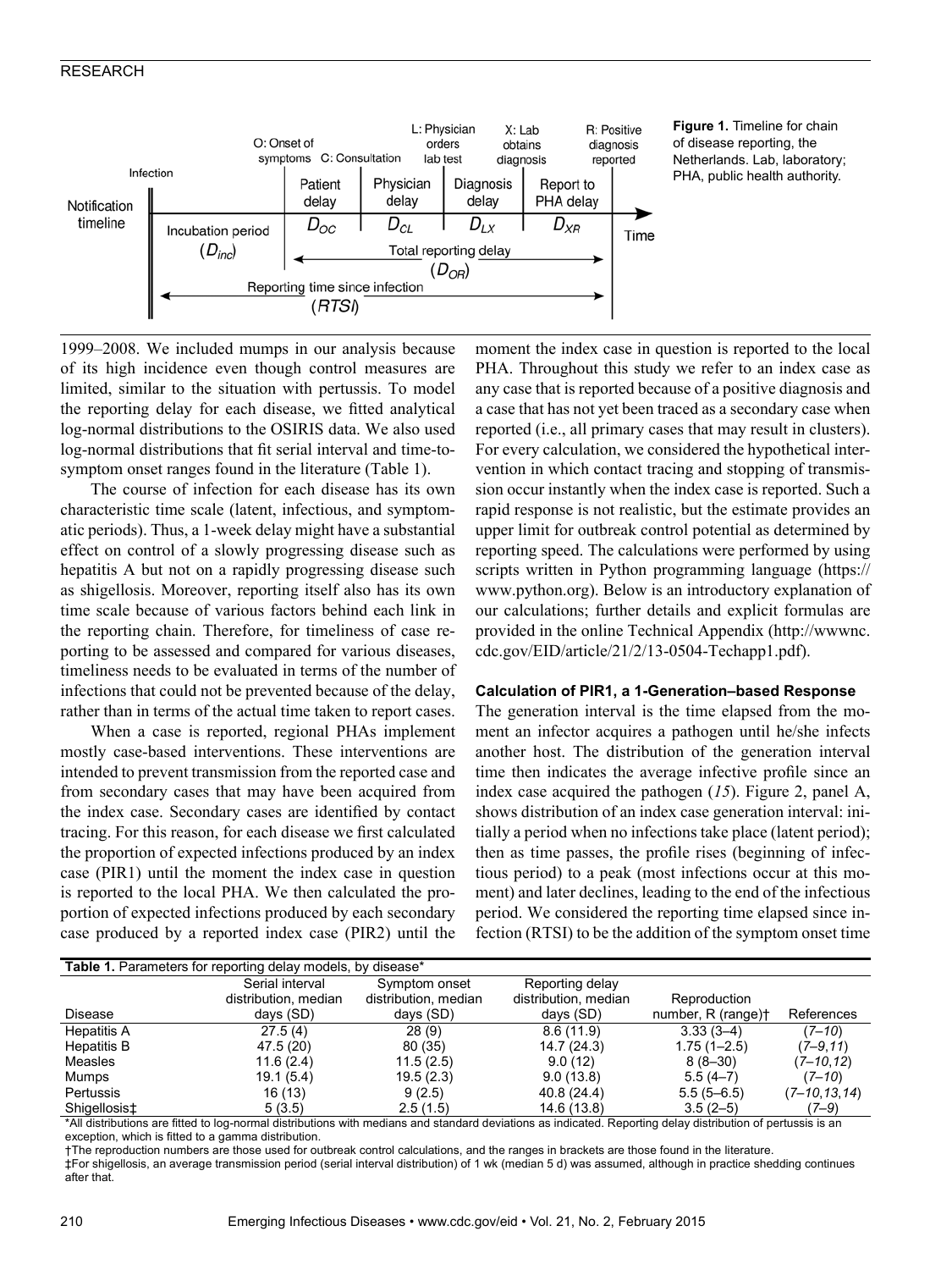Notification timeline

Infection

O: Onset of symptoms

C: Consultation

L: Physician orders lab test

X: Lab obtains diagnosis

R: Positive diagnosis reported

Incubation period ($D_{inc}$)

Patient delay $D_{OC}$

Physician delay $D_{CL}$

Diagnosis delay $D_{LX}$

Report to PHA delay $D_{XR}$

Time

Total reporting delay ($D_{OR}$)

Reporting time since infection (*RTSI*)

**Figure 1.** Timeline for chain of disease reporting, the Netherlands. Lab, laboratory; PHA, public health authority.

1999–2008. We included mumps in our analysis because of its high incidence even though control measures are limited, similar to the situation with pertussis. To model the reporting delay for each disease, we fitted analytical log-normal distributions to the OSIRIS data. We also used log-normal distributions that fit serial interval and time-to-symptom onset ranges found in the literature (Table 1).

The course of infection for each disease has its own characteristic time scale (latent, infectious, and symptomatic periods). Thus, a 1-week delay might have a substantial effect on control of a slowly progressing disease such as hepatitis A but not on a rapidly progressing disease such as shigellosis. Moreover, reporting itself also has its own time scale because of various factors behind each link in the reporting chain. Therefore, for timeliness of case reporting to be assessed and compared for various diseases, timeliness needs to be evaluated in terms of the number of infections that could not be prevented because of the delay, rather than in terms of the actual time taken to report cases.

When a case is reported, regional PHAs implement mostly case-based interventions. These interventions are intended to prevent transmission from the reported case and from secondary cases that may have been acquired from the index case. Secondary cases are identified by contact tracing. For this reason, for each disease we first calculated the proportion of expected infections produced by an index case (PIR1) until the moment the index case in question is reported to the local PHA. We then calculated the proportion of expected infections produced by each secondary case produced by a reported index case (PIR2) until the moment the index case in question is reported to the local PHA. Throughout this study we refer to an index case as any case that is reported because of a positive diagnosis and a case that has not yet been traced as a secondary case when reported (i.e., all primary cases that may result in clusters). For every calculation, we considered the hypothetical intervention in which contact tracing and stopping of transmission occur instantly when the index case is reported. Such a rapid response is not realistic, but the estimate provides an upper limit for outbreak control potential as determined by reporting speed. The calculations were performed by using scripts written in Python programming language (https://www.python.org). Below is an introductory explanation of our calculations; further details and explicit formulas are provided in the online Technical Appendix (http://wwwnc.cdc.gov/EID/article/21/2/13-0504-Techapp1.pdf).

### Calculation of PIR1, a 1-Generation–based Response

The generation interval is the time elapsed from the moment an infector acquires a pathogen until he/she infects another host. The distribution of the generation interval time then indicates the average infective profile since an index case acquired the pathogen (*15*). Figure 2, panel A, shows distribution of an index case generation interval: initially a period when no infections take place (latent period); then as time passes, the profile rises (beginning of infectious period) to a peak (most infections occur at this moment) and later declines, leading to the end of the infectious period. We considered the reporting time elapsed since infection (RTSI) to be the addition of the symptom onset time

**Table 1.** Parameters for reporting delay models, by disease*

| Disease | Serial interval distribution, median days (SD) | Symptom onset distribution, median days (SD) | Reporting delay distribution, median days (SD) | Reproduction number, R (range)† | References |
|---|---|---|---|---|---|
| Hepatitis A | 27.5 (4) | 28 (9) | 8.6 (11.9) | 3.33 (3–4) | (*7–10*) |
| Hepatitis B | 47.5 (20) | 80 (35) | 14.7 (24.3) | 1.75 (1–2.5) | (*7–9,11*) |
| Measles | 11.6 (2.4) | 11.5 (2.5) | 9.0 (12) | 8 (8–30) | (*7–10,12*) |
| Mumps | 19.1 (5.4) | 19.5 (2.3) | 9.0 (13.8) | 5.5 (4–7) | (*7–10*) |
| Pertussis | 16 (13) | 9 (2.5) | 40.8 (24.4) | 5.5 (5–6.5) | (*7–10,13,14*) |
| Shigellosis‡ | 5 (3.5) | 2.5 (1.5) | 14.6 (13.8) | 3.5 (2–5) | (*7–9*) |

*All distributions are fitted to log-normal distributions with medians and standard deviations as indicated. Reporting delay distribution of pertussis is an exception, which is fitted to a gamma distribution.
†The reproduction numbers are those used for outbreak control calculations, and the ranges in brackets are those found in the literature.
‡For shigellosis, an average transmission period (serial interval distribution) of 1 wk (median 5 d) was assumed, although in practice shedding continues after that.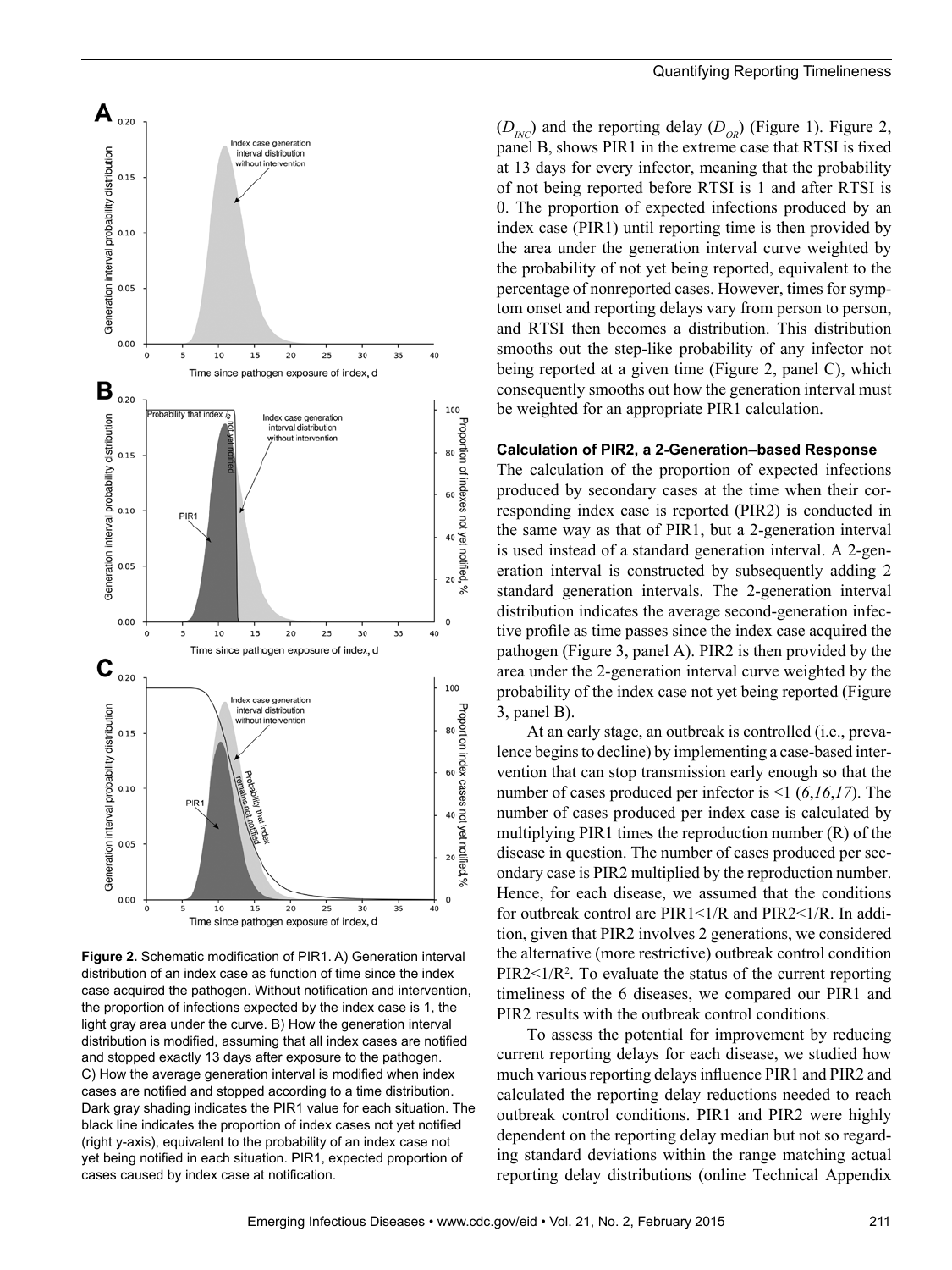A

0.20

Generation interval probability distribution

0.15

0.10

0.05

0.00

Index case generation interval distribution without intervention

0 5 10 15 20 25 30 35 40

Time since pathogen exposure of index, d

B

0.20

Probability that index is not yet notified

Index case generation interval distribution without intervention

PIR1

Generation interval probability distribution

Proportion of indexes not yet notified, %

100

80

60

40

20

0

0 5 10 15 20 25 30 35 40

Time since pathogen exposure of index, d

C

0.20

Index case generation interval distribution without intervention

PIR1

Probability that index remains not notified

Generation interval probability distribution

Proportion index cases not yet notified,%

100

80

60

40

20

0

0 5 10 15 20 25 30 35 40

Time since pathogen exposure of index, d

**Figure 2.** Schematic modification of PIR1. A) Generation interval distribution of an index case as function of time since the index case acquired the pathogen. Without notification and intervention, the proportion of infections expected by the index case is 1, the light gray area under the curve. B) How the generation interval distribution is modified, assuming that all index cases are notified and stopped exactly 13 days after exposure to the pathogen. C) How the average generation interval is modified when index cases are notified and stopped according to a time distribution. Dark gray shading indicates the PIR1 value for each situation. The black line indicates the proportion of index cases not yet notified (right y-axis), equivalent to the probability of an index case not yet being notified in each situation. PIR1, expected proportion of cases caused by index case at notification.

($D_{INC}$) and the reporting delay ($D_{OR}$) (Figure 1). Figure 2, panel B, shows PIR1 in the extreme case that RTSI is fixed at 13 days for every infector, meaning that the probability of not being reported before RTSI is 1 and after RTSI is 0. The proportion of expected infections produced by an index case (PIR1) until reporting time is then provided by the area under the generation interval curve weighted by the probability of not yet being reported, equivalent to the percentage of nonreported cases. However, times for symptom onset and reporting delays vary from person to person, and RTSI then becomes a distribution. This distribution smooths out the step-like probability of any infector not being reported at a given time (Figure 2, panel C), which consequently smooths out how the generation interval must be weighted for an appropriate PIR1 calculation.

#### Calculation of PIR2, a 2-Generation–based Response

The calculation of the proportion of expected infections produced by secondary cases at the time when their corresponding index case is reported (PIR2) is conducted in the same way as that of PIR1, but a 2-generation interval is used instead of a standard generation interval. A 2-generation interval is constructed by subsequently adding 2 standard generation intervals. The 2-generation interval distribution indicates the average second-generation infective profile as time passes since the index case acquired the pathogen (Figure 3, panel A). PIR2 is then provided by the area under the 2-generation interval curve weighted by the probability of the index case not yet being reported (Figure 3, panel B).

At an early stage, an outbreak is controlled (i.e., prevalence begins to decline) by implementing a case-based intervention that can stop transmission early enough so that the number of cases produced per infector is <1 (*6*,*16*,*17*). The number of cases produced per index case is calculated by multiplying PIR1 times the reproduction number (R) of the disease in question. The number of cases produced per secondary case is PIR2 multiplied by the reproduction number. Hence, for each disease, we assumed that the conditions for outbreak control are PIR1<1/R and PIR2<1/R. In addition, given that PIR2 involves 2 generations, we considered the alternative (more restrictive) outbreak control condition PIR2<$1/R^2$. To evaluate the status of the current reporting timeliness of the 6 diseases, we compared our PIR1 and PIR2 results with the outbreak control conditions.

To assess the potential for improvement by reducing current reporting delays for each disease, we studied how much various reporting delays influence PIR1 and PIR2 and calculated the reporting delay reductions needed to reach outbreak control conditions. PIR1 and PIR2 were highly dependent on the reporting delay median but not so regarding standard deviations within the range matching actual reporting delay distributions (online Technical Appendix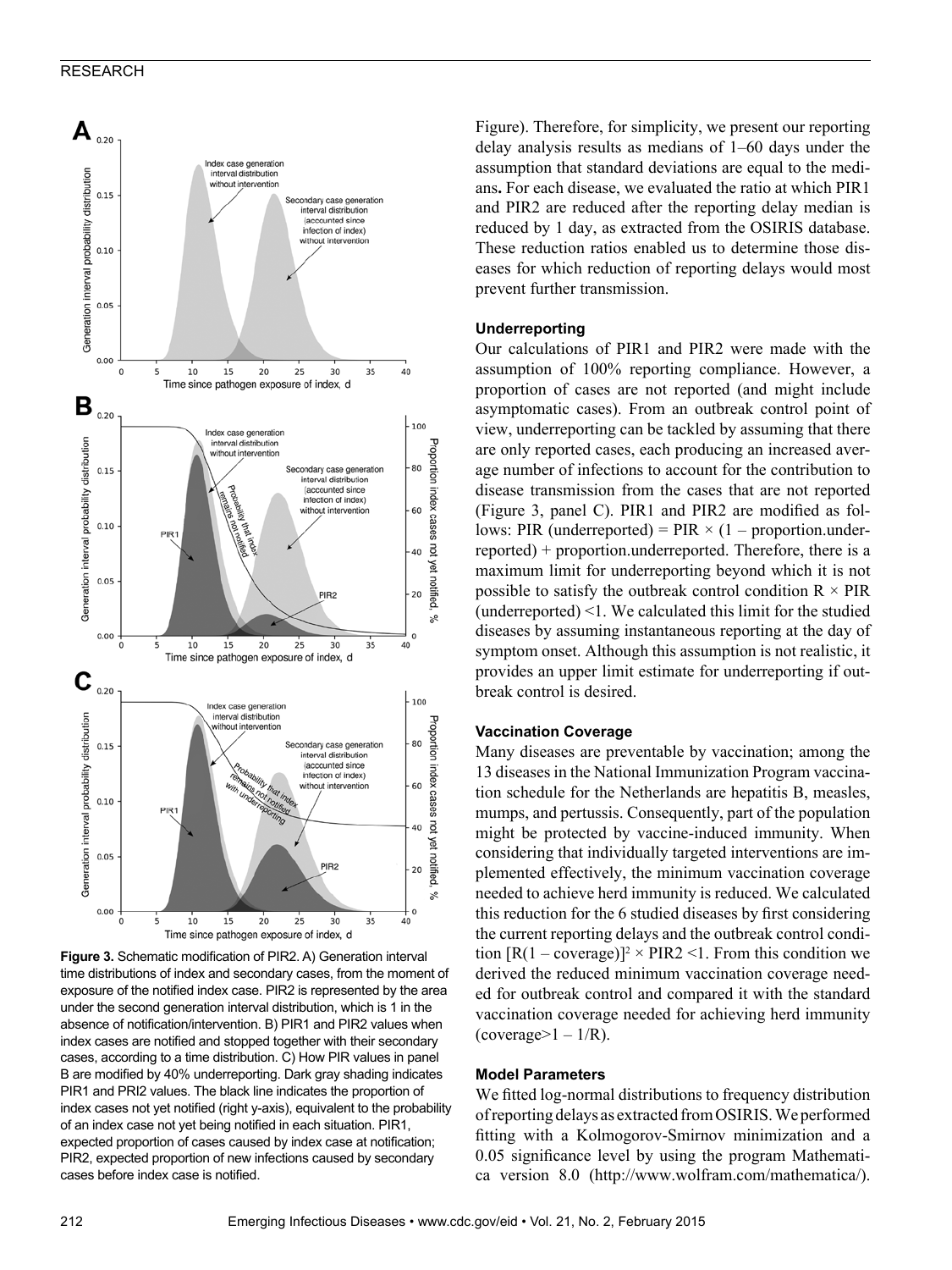A

0.20

Generation interval probability distribution

0.15

0.10

0.05

0.00

0 5 10 15 20 25 30 35 40

Time since pathogen exposure of index, d

Index case generation interval distribution without intervention

Secondary case generation interval distribution (accounted since infection of index) without intervention

B

0.20

Generation interval probability distribution

0.15

0.10

0.05

0.00

0 5 10 15 20 25 30 35 40

Time since pathogen exposure of index, d

100

80

60

40

20

0

Proportion index cases not yet notified, %

Index case generation interval distribution without intervention

Secondary case generation interval distribution (accounted since infection of index) without intervention

Probability that index remains not notified

PIR1

PIR2

C

0.20

Generation interval probability distribution

0.15

0.10

0.05

0.00

0 5 10 15 20 25 30 35 40

Time since pathogen exposure of index, d

100

80

60

40

20

0

Proportion index cases not yet notified, %

Index case generation interval distribution without intervention

Secondary case generation interval distribution (accounted since infection of index) without intervention

Probability that index remains not notified with underreporting

PIR1

PIR2

**Figure 3.** Schematic modification of PIR2. A) Generation interval time distributions of index and secondary cases, from the moment of exposure of the notified index case. PIR2 is represented by the area under the second generation interval distribution, which is 1 in the absence of notification/intervention. B) PIR1 and PIR2 values when index cases are notified and stopped together with their secondary cases, according to a time distribution. C) How PIR values in panel B are modified by 40% underreporting. Dark gray shading indicates PIR1 and PRI2 values. The black line indicates the proportion of index cases not yet notified (right y-axis), equivalent to the probability of an index case not yet being notified in each situation. PIR1, expected proportion of cases caused by index case at notification; PIR2, expected proportion of new infections caused by secondary cases before index case is notified.

Figure). Therefore, for simplicity, we present our reporting delay analysis results as medians of 1–60 days under the assumption that standard deviations are equal to the medians**.** For each disease, we evaluated the ratio at which PIR1 and PIR2 are reduced after the reporting delay median is reduced by 1 day, as extracted from the OSIRIS database. These reduction ratios enabled us to determine those diseases for which reduction of reporting delays would most prevent further transmission.

### Underreporting

Our calculations of PIR1 and PIR2 were made with the assumption of 100% reporting compliance. However, a proportion of cases are not reported (and might include asymptomatic cases). From an outbreak control point of view, underreporting can be tackled by assuming that there are only reported cases, each producing an increased average number of infections to account for the contribution to disease transmission from the cases that are not reported (Figure 3, panel C). PIR1 and PIR2 are modified as follows: PIR (underreported) = PIR × (1 – proportion.underreported) + proportion.underreported. Therefore, there is a maximum limit for underreporting beyond which it is not possible to satisfy the outbreak control condition R × PIR (underreported) <1. We calculated this limit for the studied diseases by assuming instantaneous reporting at the day of symptom onset. Although this assumption is not realistic, it provides an upper limit estimate for underreporting if outbreak control is desired.

### Vaccination Coverage

Many diseases are preventable by vaccination; among the 13 diseases in the National Immunization Program vaccination schedule for the Netherlands are hepatitis B, measles, mumps, and pertussis. Consequently, part of the population might be protected by vaccine-induced immunity. When considering that individually targeted interventions are implemented effectively, the minimum vaccination coverage needed to achieve herd immunity is reduced. We calculated this reduction for the 6 studied diseases by first considering the current reporting delays and the outbreak control condition $[R(1 – \text{coverage})]^2 \times \text{PIR2} < 1$. From this condition we derived the reduced minimum vaccination coverage needed for outbreak control and compared it with the standard vaccination coverage needed for achieving herd immunity (coverage>1 – 1/R).

### Model Parameters

We fitted log-normal distributions to frequency distribution of reporting delays as extracted from OSIRIS. We performed fitting with a Kolmogorov-Smirnov minimization and a 0.05 significance level by using the program Mathematica version 8.0 (http://www.wolfram.com/mathematica/).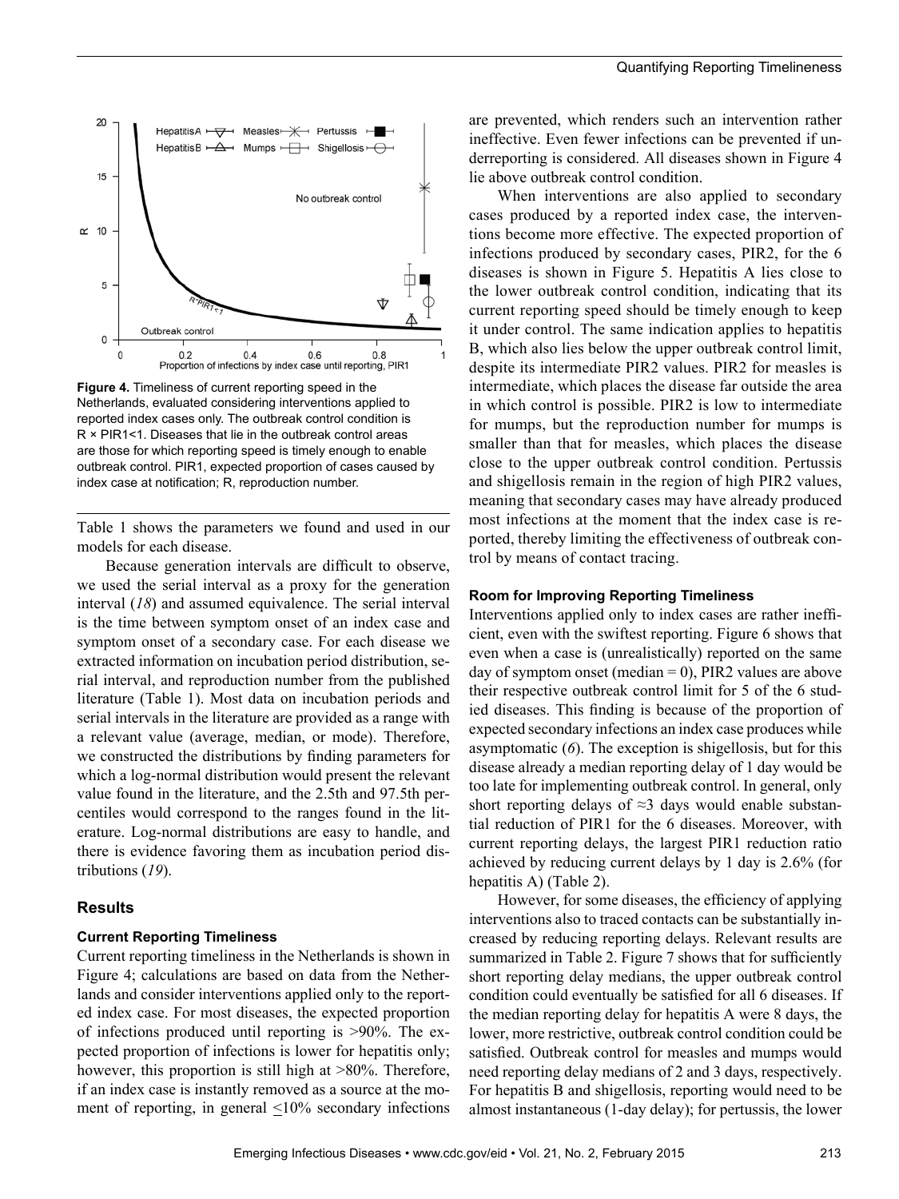20

15

R 10

5

0

HepatitisA Measles Pertussis
HepatitisB Mumps Shigellosis

No outbreak control

R*PIR1<1

Outbreak control

0 0.2 0.4 0.6 0.8 1

Proportion of infections by index case until reporting, PIR1

**Figure 4.** Timeliness of current reporting speed in the Netherlands, evaluated considering interventions applied to reported index cases only. The outbreak control condition is R × PIR1<1. Diseases that lie in the outbreak control areas are those for which reporting speed is timely enough to enable outbreak control. PIR1, expected proportion of cases caused by index case at notification; R, reproduction number.

Table 1 shows the parameters we found and used in our models for each disease.

Because generation intervals are difficult to observe, we used the serial interval as a proxy for the generation interval (*18*) and assumed equivalence. The serial interval is the time between symptom onset of an index case and symptom onset of a secondary case. For each disease we extracted information on incubation period distribution, serial interval, and reproduction number from the published literature (Table 1). Most data on incubation periods and serial intervals in the literature are provided as a range with a relevant value (average, median, or mode). Therefore, we constructed the distributions by finding parameters for which a log-normal distribution would present the relevant value found in the literature, and the 2.5th and 97.5th percentiles would correspond to the ranges found in the literature. Log-normal distributions are easy to handle, and there is evidence favoring them as incubation period distributions (*19*).

## Results

### Current Reporting Timeliness

Current reporting timeliness in the Netherlands is shown in Figure 4; calculations are based on data from the Netherlands and consider interventions applied only to the reported index case. For most diseases, the expected proportion of infections produced until reporting is >90%. The expected proportion of infections is lower for hepatitis only; however, this proportion is still high at >80%. Therefore, if an index case is instantly removed as a source at the moment of reporting, in general <10% secondary infections are prevented, which renders such an intervention rather ineffective. Even fewer infections can be prevented if underreporting is considered. All diseases shown in Figure 4 lie above outbreak control condition.

When interventions are also applied to secondary cases produced by a reported index case, the interventions become more effective. The expected proportion of infections produced by secondary cases, PIR2, for the 6 diseases is shown in Figure 5. Hepatitis A lies close to the lower outbreak control condition, indicating that its current reporting speed should be timely enough to keep it under control. The same indication applies to hepatitis B, which also lies below the upper outbreak control limit, despite its intermediate PIR2 values. PIR2 for measles is intermediate, which places the disease far outside the area in which control is possible. PIR2 is low to intermediate for mumps, but the reproduction number for mumps is smaller than that for measles, which places the disease close to the upper outbreak control condition. Pertussis and shigellosis remain in the region of high PIR2 values, meaning that secondary cases may have already produced most infections at the moment that the index case is reported, thereby limiting the effectiveness of outbreak control by means of contact tracing.

### Room for Improving Reporting Timeliness

Interventions applied only to index cases are rather inefficient, even with the swiftest reporting. Figure 6 shows that even when a case is (unrealistically) reported on the same day of symptom onset (median = 0), PIR2 values are above their respective outbreak control limit for 5 of the 6 studied diseases. This finding is because of the proportion of expected secondary infections an index case produces while asymptomatic (*6*). The exception is shigellosis, but for this disease already a median reporting delay of 1 day would be too late for implementing outbreak control. In general, only short reporting delays of ≈3 days would enable substantial reduction of PIR1 for the 6 diseases. Moreover, with current reporting delays, the largest PIR1 reduction ratio achieved by reducing current delays by 1 day is 2.6% (for hepatitis A) (Table 2).

However, for some diseases, the efficiency of applying interventions also to traced contacts can be substantially increased by reducing reporting delays. Relevant results are summarized in Table 2. Figure 7 shows that for sufficiently short reporting delay medians, the upper outbreak control condition could eventually be satisfied for all 6 diseases. If the median reporting delay for hepatitis A were 8 days, the lower, more restrictive, outbreak control condition could be satisfied. Outbreak control for measles and mumps would need reporting delay medians of 2 and 3 days, respectively. For hepatitis B and shigellosis, reporting would need to be almost instantaneous (1-day delay); for pertussis, the lower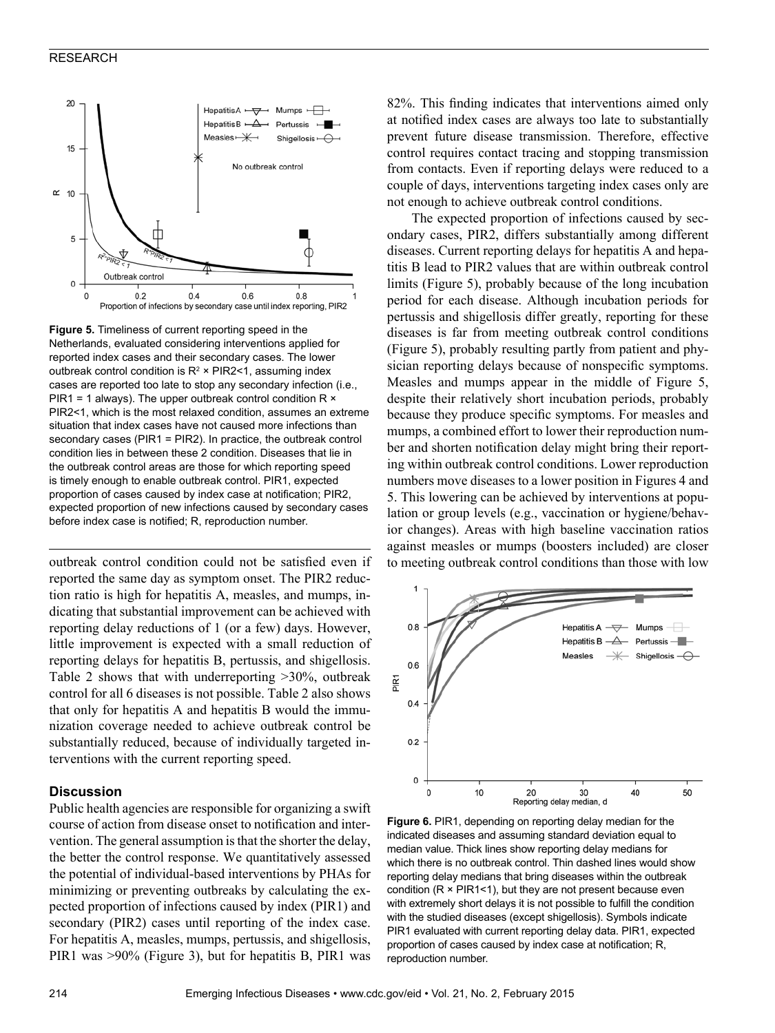20
15
R 10
5
0
0 0.2 0.4 0.6 0.8 1
Proportion of infections by secondary case until index reporting, PIR2
Hepatitis A
Hepatitis B
Measles
Mumps
Pertussis
Shigellosis
No outbreak control
$R \times PIR2 < 1$
$R^2 \cdot PIR2 < 1$
Outbreak control

**Figure 5.** Timeliness of current reporting speed in the Netherlands, evaluated considering interventions applied for reported index cases and their secondary cases. The lower outbreak control condition is $R^2 \times PIR2 < 1$, assuming index cases are reported too late to stop any secondary infection (i.e., PIR1 = 1 always). The upper outbreak control condition $R \times PIR2 < 1$, which is the most relaxed condition, assumes an extreme situation that index cases have not caused more infections than secondary cases (PIR1 = PIR2). In practice, the outbreak control condition lies in between these 2 condition. Diseases that lie in the outbreak control areas are those for which reporting speed is timely enough to enable outbreak control. PIR1, expected proportion of cases caused by index case at notification; PIR2, expected proportion of new infections caused by secondary cases before index case is notified; R, reproduction number.

outbreak control condition could not be satisfied even if reported the same day as symptom onset. The PIR2 reduction ratio is high for hepatitis A, measles, and mumps, indicating that substantial improvement can be achieved with reporting delay reductions of 1 (or a few) days. However, little improvement is expected with a small reduction of reporting delays for hepatitis B, pertussis, and shigellosis. Table 2 shows that with underreporting >30%, outbreak control for all 6 diseases is not possible. Table 2 also shows that only for hepatitis A and hepatitis B would the immunization coverage needed to achieve outbreak control be substantially reduced, because of individually targeted interventions with the current reporting speed.

## Discussion

Public health agencies are responsible for organizing a swift course of action from disease onset to notification and intervention. The general assumption is that the shorter the delay, the better the control response. We quantitatively assessed the potential of individual-based interventions by PHAs for minimizing or preventing outbreaks by calculating the expected proportion of infections caused by index (PIR1) and secondary (PIR2) cases until reporting of the index case. For hepatitis A, measles, mumps, pertussis, and shigellosis, PIR1 was >90% (Figure 3), but for hepatitis B, PIR1 was 82%. This finding indicates that interventions aimed only at notified index cases are always too late to substantially prevent future disease transmission. Therefore, effective control requires contact tracing and stopping transmission from contacts. Even if reporting delays were reduced to a couple of days, interventions targeting index cases only are not enough to achieve outbreak control conditions.

The expected proportion of infections caused by secondary cases, PIR2, differs substantially among different diseases. Current reporting delays for hepatitis A and hepatitis B lead to PIR2 values that are within outbreak control limits (Figure 5), probably because of the long incubation period for each disease. Although incubation periods for pertussis and shigellosis differ greatly, reporting for these diseases is far from meeting outbreak control conditions (Figure 5), probably resulting partly from patient and physician reporting delays because of nonspecific symptoms. Measles and mumps appear in the middle of Figure 5, despite their relatively short incubation periods, probably because they produce specific symptoms. For measles and mumps, a combined effort to lower their reproduction number and shorten notification delay might bring their reporting within outbreak control conditions. Lower reproduction numbers move diseases to a lower position in Figures 4 and 5. This lowering can be achieved by interventions at population or group levels (e.g., vaccination or hygiene/behavior changes). Areas with high baseline vaccination ratios against measles or mumps (boosters included) are closer to meeting outbreak control conditions than those with low

1
0.8
0.6
PIR1
0.4
0.2
0
0 10 20 30 40 50
Reporting delay median, d
Hepatitis A
Hepatitis B
Measles
Mumps
Pertussis
Shigellosis

**Figure 6.** PIR1, depending on reporting delay median for the indicated diseases and assuming standard deviation equal to median value. Thick lines show reporting delay medians for which there is no outbreak control. Thin dashed lines would show reporting delay medians that bring diseases within the outbreak condition ($R \times PIR1 < 1$), but they are not present because even with extremely short delays it is not possible to fulfill the condition with the studied diseases (except shigellosis). Symbols indicate PIR1 evaluated with current reporting delay data. PIR1, expected proportion of cases caused by index case at notification; R, reproduction number.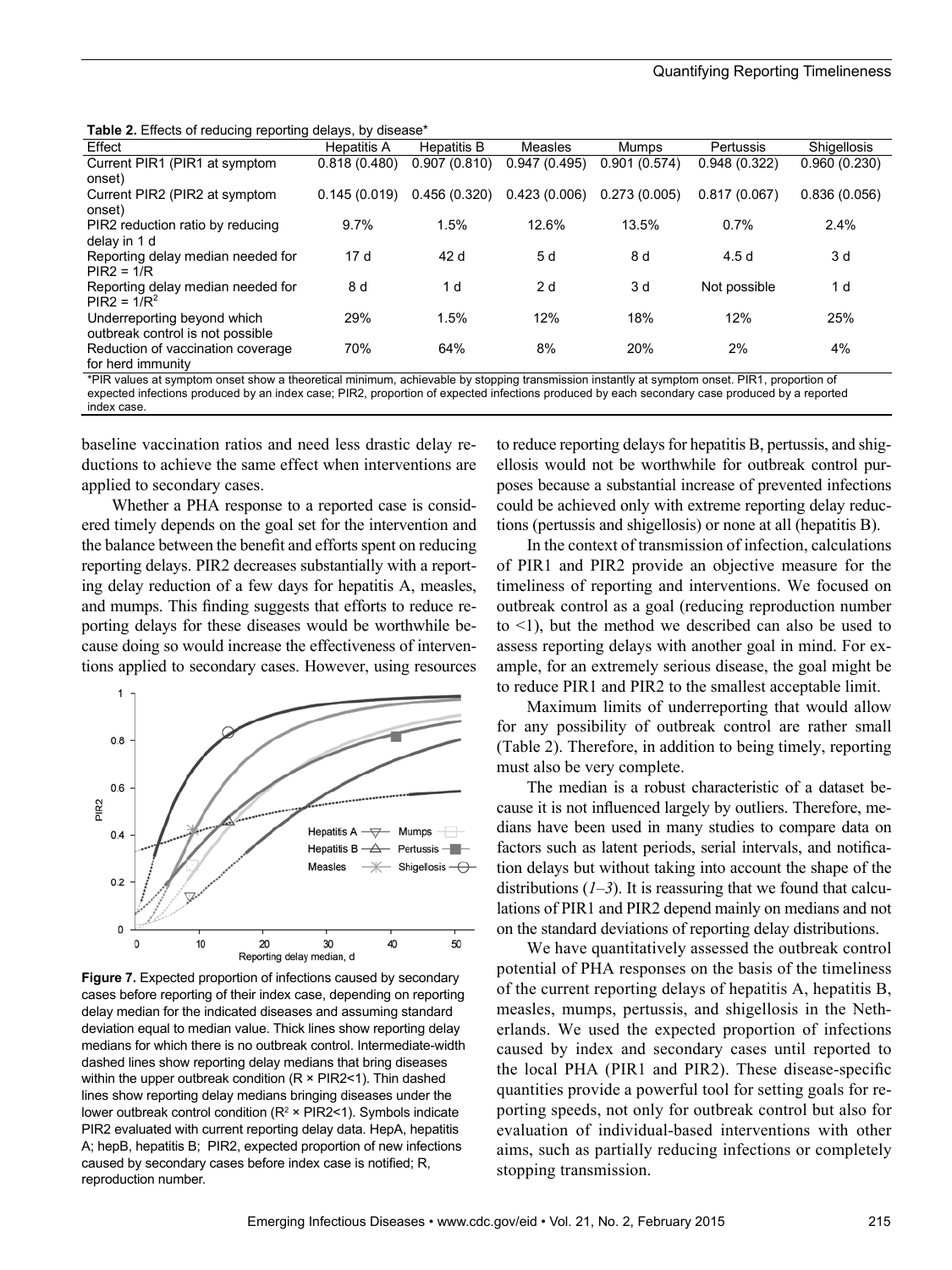**Table 2.** Effects of reducing reporting delays, by disease*

| Effect | Hepatitis A | Hepatitis B | Measles | Mumps | Pertussis | Shigellosis |
|---|---|---|---|---|---|---|
| Current PIR1 (PIR1 at symptom onset) | 0.818 (0.480) | 0.907 (0.810) | 0.947 (0.495) | 0.901 (0.574) | 0.948 (0.322) | 0.960 (0.230) |
| Current PIR2 (PIR2 at symptom onset) | 0.145 (0.019) | 0.456 (0.320) | 0.423 (0.006) | 0.273 (0.005) | 0.817 (0.067) | 0.836 (0.056) |
| PIR2 reduction ratio by reducing delay in 1 d | 9.7% | 1.5% | 12.6% | 13.5% | 0.7% | 2.4% |
| Reporting delay median needed for PIR2 = 1/R | 17 d | 42 d | 5 d | 8 d | 4.5 d | 3 d |
| Reporting delay median needed for PIR2 = $1/R^2$ | 8 d | 1 d | 2 d | 3 d | Not possible | 1 d |
| Underreporting beyond which outbreak control is not possible | 29% | 1.5% | 12% | 18% | 12% | 25% |
| Reduction of vaccination coverage for herd immunity | 70% | 64% | 8% | 20% | 2% | 4% |

*PIR values at symptom onset show a theoretical minimum, achievable by stopping transmission instantly at symptom onset. PIR1, proportion of expected infections produced by an index case; PIR2, proportion of expected infections produced by each secondary case produced by a reported index case.

baseline vaccination ratios and need less drastic delay reductions to achieve the same effect when interventions are applied to secondary cases.

Whether a PHA response to a reported case is considered timely depends on the goal set for the intervention and the balance between the benefit and efforts spent on reducing reporting delays. PIR2 decreases substantially with a reporting delay reduction of a few days for hepatitis A, measles, and mumps. This finding suggests that efforts to reduce reporting delays for these diseases would be worthwhile because doing so would increase the effectiveness of interventions applied to secondary cases. However, using resources to reduce reporting delays for hepatitis B, pertussis, and shigellosis would not be worthwhile for outbreak control purposes because a substantial increase of prevented infections could be achieved only with extreme reporting delay reductions (pertussis and shigellosis) or none at all (hepatitis B).

PIR2

Reporting delay median, d

Hepatitis A, Mumps, Hepatitis B, Pertussis, Measles, Shigellosis

**Figure 7.** Expected proportion of infections caused by secondary cases before reporting of their index case, depending on reporting delay median for the indicated diseases and assuming standard deviation equal to median value. Thick lines show reporting delay medians for which there is no outbreak control. Intermediate-width dashed lines show reporting delay medians that bring diseases within the upper outbreak condition (R × PIR2<1). Thin dashed lines show reporting delay medians bringing diseases under the lower outbreak control condition ($R^2$ × PIR2<1). Symbols indicate PIR2 evaluated with current reporting delay data. HepA, hepatitis A; hepB, hepatitis B; PIR2, expected proportion of new infections caused by secondary cases before index case is notified; R, reproduction number.

In the context of transmission of infection, calculations of PIR1 and PIR2 provide an objective measure for the timeliness of reporting and interventions. We focused on outbreak control as a goal (reducing reproduction number to <1), but the method we described can also be used to assess reporting delays with another goal in mind. For example, for an extremely serious disease, the goal might be to reduce PIR1 and PIR2 to the smallest acceptable limit.

Maximum limits of underreporting that would allow for any possibility of outbreak control are rather small (Table 2). Therefore, in addition to being timely, reporting must also be very complete.

The median is a robust characteristic of a dataset because it is not influenced largely by outliers. Therefore, medians have been used in many studies to compare data on factors such as latent periods, serial intervals, and notification delays but without taking into account the shape of the distributions (*1–3*). It is reassuring that we found that calculations of PIR1 and PIR2 depend mainly on medians and not on the standard deviations of reporting delay distributions.

We have quantitatively assessed the outbreak control potential of PHA responses on the basis of the timeliness of the current reporting delays of hepatitis A, hepatitis B, measles, mumps, pertussis, and shigellosis in the Netherlands. We used the expected proportion of infections caused by index and secondary cases until reported to the local PHA (PIR1 and PIR2). These disease-specific quantities provide a powerful tool for setting goals for reporting speeds, not only for outbreak control but also for evaluation of individual-based interventions with other aims, such as partially reducing infections or completely stopping transmission.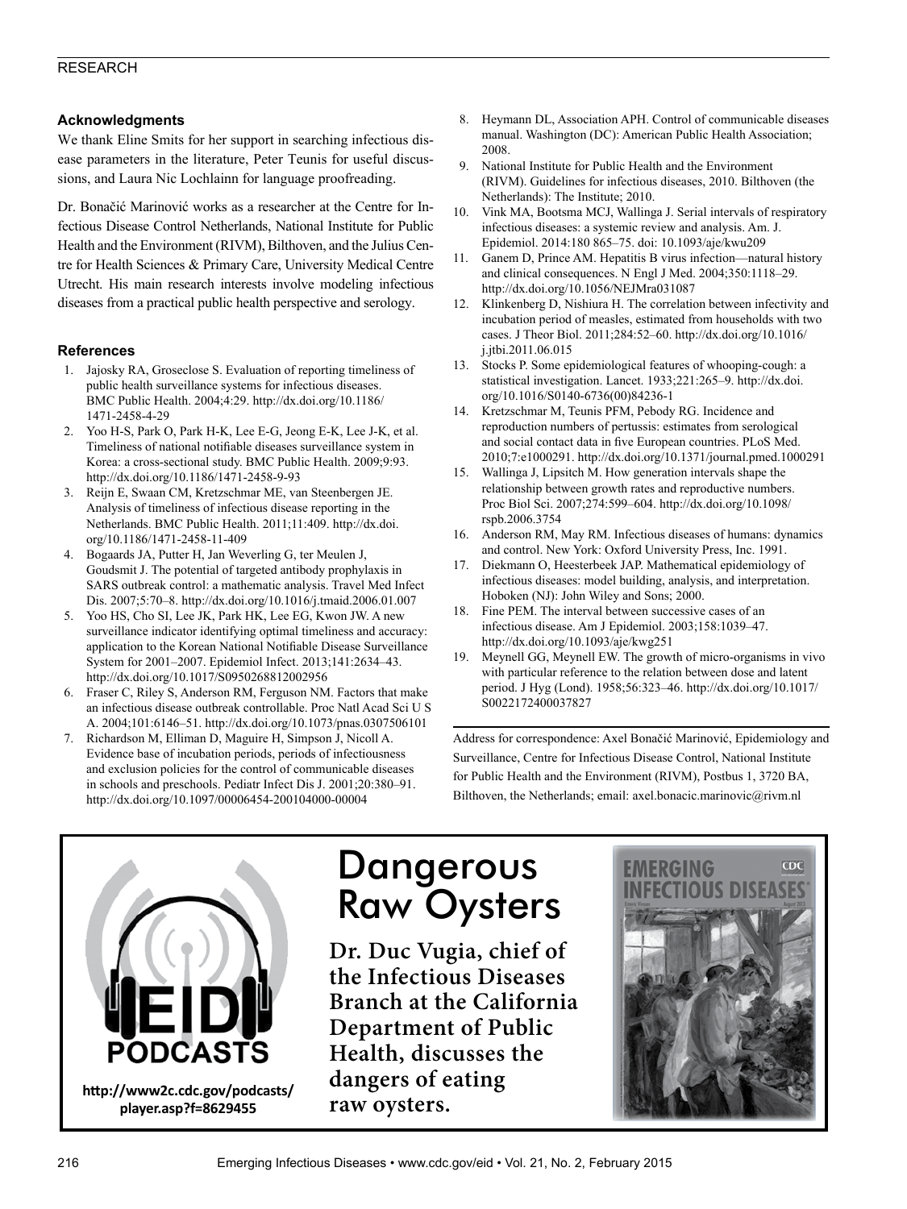**Acknowledgments**

We thank Eline Smits for her support in searching infectious disease parameters in the literature, Peter Teunis for useful discussions, and Laura Nic Lochlainn for language proofreading.

Dr. Bonačić Marinović works as a researcher at the Centre for Infectious Disease Control Netherlands, National Institute for Public Health and the Environment (RIVM), Bilthoven, and the Julius Centre for Health Sciences & Primary Care, University Medical Centre Utrecht. His main research interests involve modeling infectious diseases from a practical public health perspective and serology.

**References**

1. Jajosky RA, Groseclose S. Evaluation of reporting timeliness of public health surveillance systems for infectious diseases. BMC Public Health. 2004;4:29. http://dx.doi.org/10.1186/1471-2458-4-29
2. Yoo H-S, Park O, Park H-K, Lee E-G, Jeong E-K, Lee J-K, et al. Timeliness of national notifiable diseases surveillance system in Korea: a cross-sectional study. BMC Public Health. 2009;9:93. http://dx.doi.org/10.1186/1471-2458-9-93
3. Reijn E, Swaan CM, Kretzschmar ME, van Steenbergen JE. Analysis of timeliness of infectious disease reporting in the Netherlands. BMC Public Health. 2011;11:409. http://dx.doi.org/10.1186/1471-2458-11-409
4. Bogaards JA, Putter H, Jan Weverling G, ter Meulen J, Goudsmit J. The potential of targeted antibody prophylaxis in SARS outbreak control: a mathematic analysis. Travel Med Infect Dis. 2007;5:70–8. http://dx.doi.org/10.1016/j.tmaid.2006.01.007
5. Yoo HS, Cho SI, Lee JK, Park HK, Lee EG, Kwon JW. A new surveillance indicator identifying optimal timeliness and accuracy: application to the Korean National Notifiable Disease Surveillance System for 2001–2007. Epidemiol Infect. 2013;141:2634–43. http://dx.doi.org/10.1017/S0950268812002956
6. Fraser C, Riley S, Anderson RM, Ferguson NM. Factors that make an infectious disease outbreak controllable. Proc Natl Acad Sci U S A. 2004;101:6146–51. http://dx.doi.org/10.1073/pnas.0307506101
7. Richardson M, Elliman D, Maguire H, Simpson J, Nicoll A. Evidence base of incubation periods, periods of infectiousness and exclusion policies for the control of communicable diseases in schools and preschools. Pediatr Infect Dis J. 2001;20:380–91. http://dx.doi.org/10.1097/00006454-200104000-00004
8. Heymann DL, Association APH. Control of communicable diseases manual. Washington (DC): American Public Health Association; 2008.
9. National Institute for Public Health and the Environment (RIVM). Guidelines for infectious diseases, 2010. Bilthoven (the Netherlands): The Institute; 2010.
10. Vink MA, Bootsma MCJ, Wallinga J. Serial intervals of respiratory infectious diseases: a systemic review and analysis. Am. J. Epidemiol. 2014:180 865–75. doi: 10.1093/aje/kwu209
11. Ganem D, Prince AM. Hepatitis B virus infection—natural history and clinical consequences. N Engl J Med. 2004;350:1118–29. http://dx.doi.org/10.1056/NEJMra031087
12. Klinkenberg D, Nishiura H. The correlation between infectivity and incubation period of measles, estimated from households with two cases. J Theor Biol. 2011;284:52–60. http://dx.doi.org/10.1016/j.jtbi.2011.06.015
13. Stocks P. Some epidemiological features of whooping-cough: a statistical investigation. Lancet. 1933;221:265–9. http://dx.doi.org/10.1016/S0140-6736(00)84236-1
14. Kretzschmar M, Teunis PFM, Pebody RG. Incidence and reproduction numbers of pertussis: estimates from serological and social contact data in five European countries. PLoS Med. 2010;7:e1000291. http://dx.doi.org/10.1371/journal.pmed.1000291
15. Wallinga J, Lipsitch M. How generation intervals shape the relationship between growth rates and reproductive numbers. Proc Biol Sci. 2007;274:599–604. http://dx.doi.org/10.1098/rspb.2006.3754
16. Anderson RM, May RM. Infectious diseases of humans: dynamics and control. New York: Oxford University Press, Inc. 1991.
17. Diekmann O, Heesterbeek JAP. Mathematical epidemiology of infectious diseases: model building, analysis, and interpretation. Hoboken (NJ): John Wiley and Sons; 2000.
18. Fine PEM. The interval between successive cases of an infectious disease. Am J Epidemiol. 2003;158:1039–47. http://dx.doi.org/10.1093/aje/kwg251
19. Meynell GG, Meynell EW. The growth of micro-organisms in vivo with particular reference to the relation between dose and latent period. J Hyg (Lond). 1958;56:323–46. http://dx.doi.org/10.1017/S0022172400037827

Address for correspondence: Axel Bonačić Marinović, Epidemiology and Surveillance, Centre for Infectious Disease Control, National Institute for Public Health and the Environment (RIVM), Postbus 1, 3720 BA, Bilthoven, the Netherlands; email: axel.bonacic.marinovic@rivm.nl

EID PODCASTS

http://www2c.cdc.gov/podcasts/player.asp?f=8629455

# Dangerous Raw Oysters

**Dr. Duc Vugia, chief of the Infectious Diseases Branch at the California Department of Public Health, discusses the dangers of eating raw oysters.**